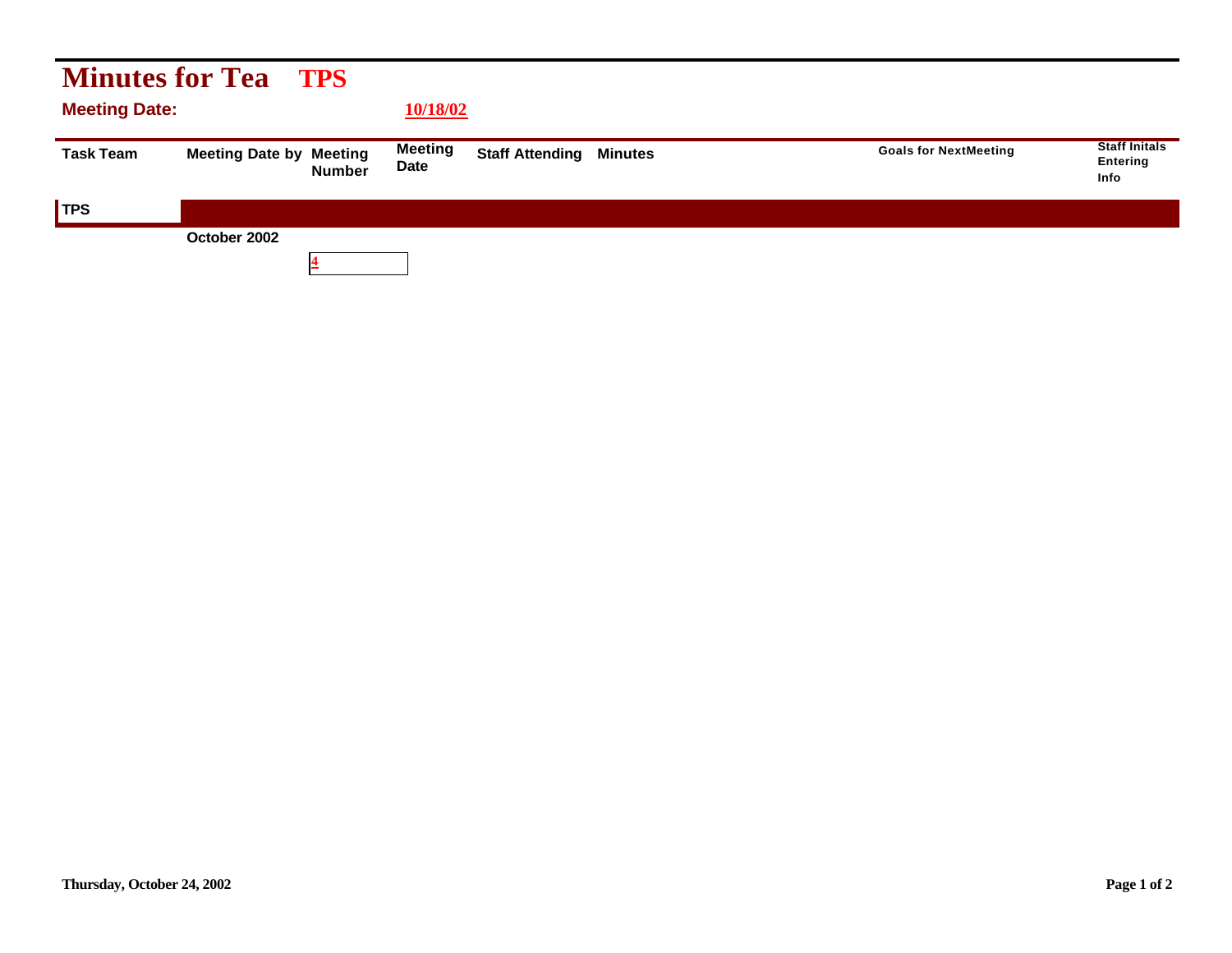# Minutes for Tea TPS

**Meeting Date:** 10/18/02

| Task Team | Meeting Date by | Meeting Number | Meeting Date | Staff Attending | Minutes | Goals for NextMeeting | Staff Initals Entering Info |
|---|---|---|---|---|---|---|---|
| **TPS** | | | | | | | |
| | October 2002 | | | | | | |
| | | 4 | | | | | |

Thursday, October 24, 2002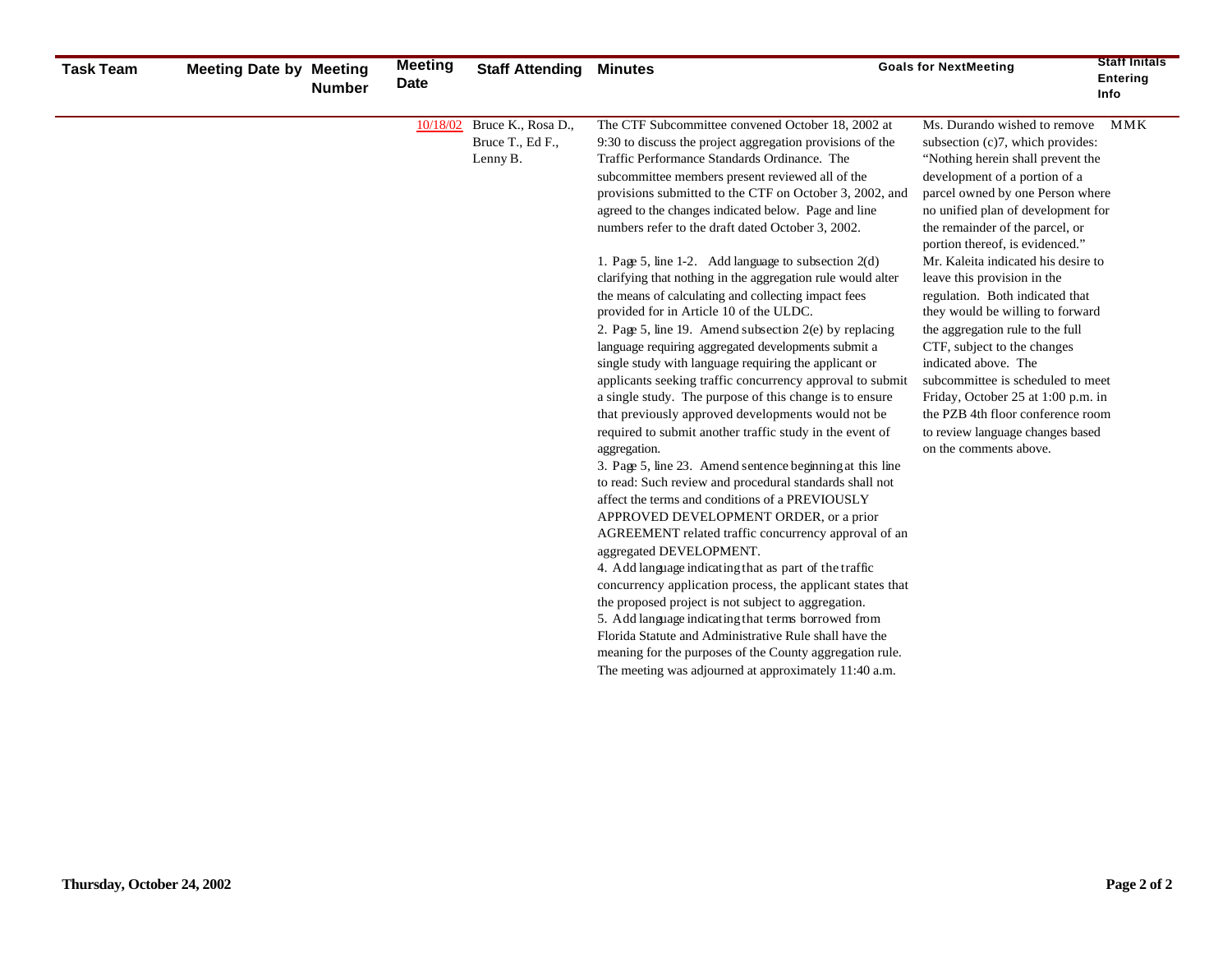| Task Team | Meeting Date by | Meeting Number | Meeting Date | Staff Attending | Minutes | Goals for NextMeeting | Staff Initals Entering Info |
|---|---|---|---|---|---|---|---|
| | | | 10/18/02 | Bruce K., Rosa D., Bruce T., Ed F., Lenny B. | The CTF Subcommittee convened October 18, 2002 at 9:30 to discuss the project aggregation provisions of the Traffic Performance Standards Ordinance. The subcommittee members present reviewed all of the provisions submitted to the CTF on October 3, 2002, and agreed to the changes indicated below. Page and line numbers refer to the draft dated October 3, 2002.<br><br>1. Page 5, line 1-2. Add language to subsection 2(d) clarifying that nothing in the aggregation rule would alter the means of calculating and collecting impact fees provided for in Article 10 of the ULDC.<br>2. Page 5, line 19. Amend subsection 2(e) by replacing language requiring aggregated developments submit a single study with language requiring the applicant or applicants seeking traffic concurrency approval to submit a single study. The purpose of this change is to ensure that previously approved developments would not be required to submit another traffic study in the event of aggregation.<br>3. Page 5, line 23. Amend sentence beginning at this line to read: Such review and procedural standards shall not affect the terms and conditions of a PREVIOUSLY APPROVED DEVELOPMENT ORDER, or a prior AGREEMENT related traffic concurrency approval of an aggregated DEVELOPMENT.<br>4. Add language indicating that as part of the traffic concurrency application process, the applicant states that the proposed project is not subject to aggregation.<br>5. Add language indicating that terms borrowed from Florida Statute and Administrative Rule shall have the meaning for the purposes of the County aggregation rule.<br>The meeting was adjourned at approximately 11:40 a.m. | Ms. Durando wished to remove subsection (c)7, which provides: "Nothing herein shall prevent the development of a portion of a parcel owned by one Person where no unified plan of development for the remainder of the parcel, or portion thereof, is evidenced." Mr. Kaleita indicated his desire to leave this provision in the regulation. Both indicated that they would be willing to forward the aggregation rule to the full CTF, subject to the changes indicated above. The subcommittee is scheduled to meet Friday, October 25 at 1:00 p.m. in the PZB 4th floor conference room to review language changes based on the comments above. | MMK |

Thursday, October 24, 2002